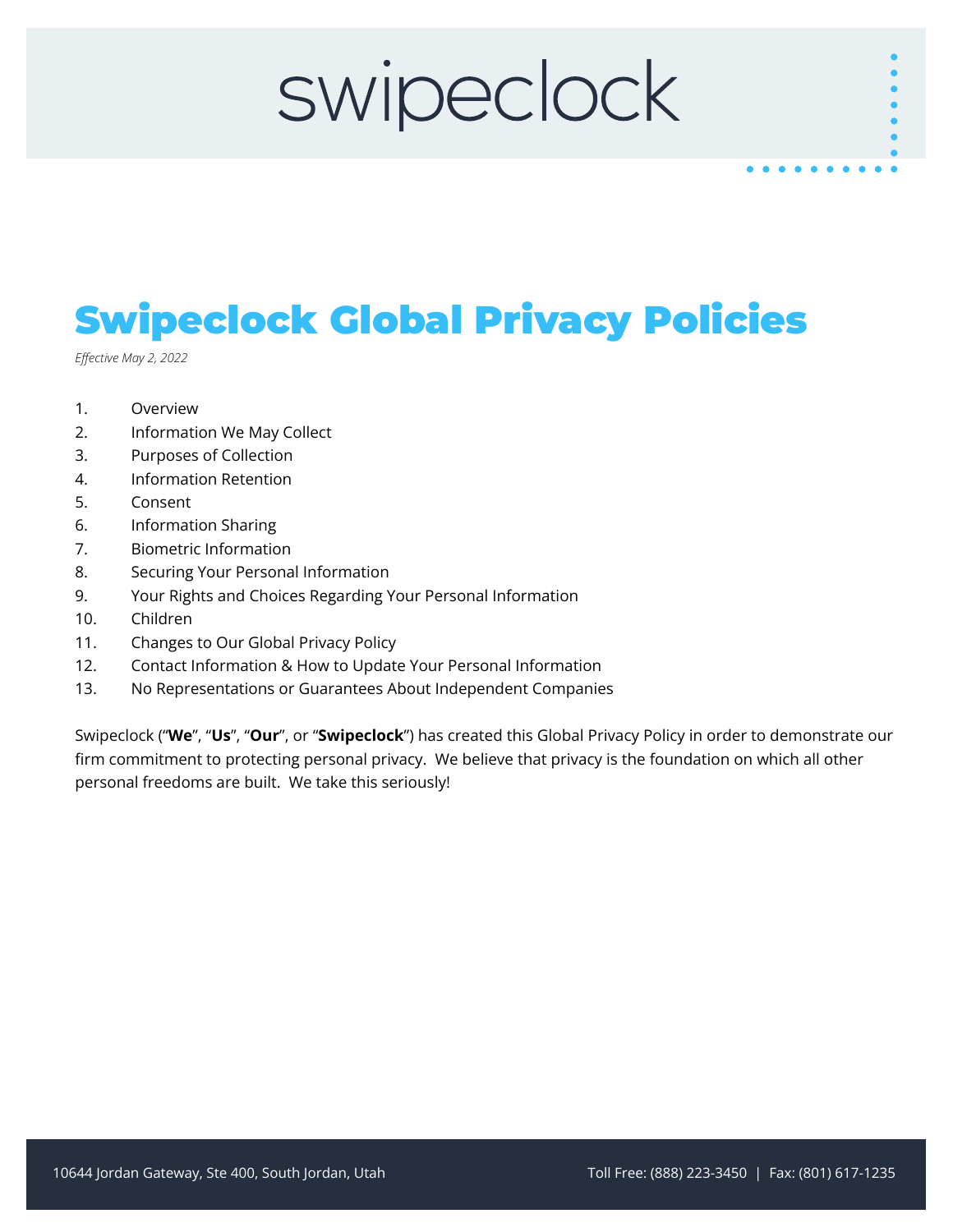swipeclock

# Swipeclock Global Privacy Policies

*Effective May 2, 2022*

1. Overview
2. Information We May Collect
3. Purposes of Collection
4. Information Retention
5. Consent
6. Information Sharing
7. Biometric Information
8. Securing Your Personal Information
9. Your Rights and Choices Regarding Your Personal Information
10. Children
11. Changes to Our Global Privacy Policy
12. Contact Information & How to Update Your Personal Information
13. No Representations or Guarantees About Independent Companies

Swipeclock ("**We**", "**Us**", "**Our**", or "**Swipeclock**") has created this Global Privacy Policy in order to demonstrate our firm commitment to protecting personal privacy. We believe that privacy is the foundation on which all other personal freedoms are built. We take this seriously!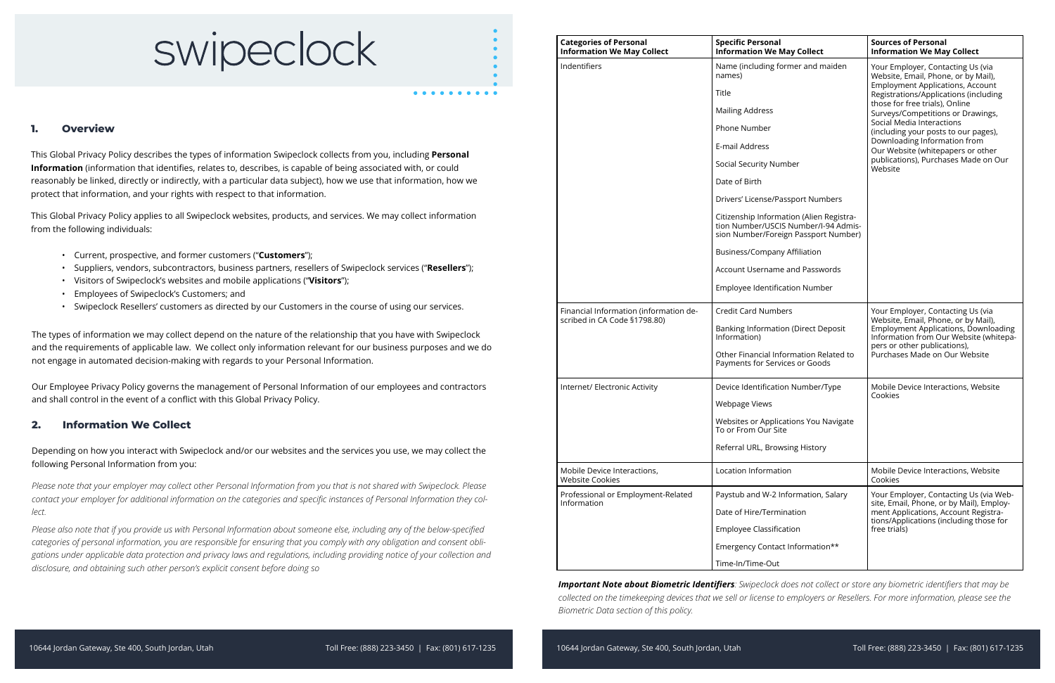# swipeclock

## 1. Overview

This Global Privacy Policy describes the types of information Swipeclock collects from you, including **Personal Information** (information that identifies, relates to, describes, is capable of being associated with, or could reasonably be linked, directly or indirectly, with a particular data subject), how we use that information, how we protect that information, and your rights with respect to that information.

This Global Privacy Policy applies to all Swipeclock websites, products, and services. We may collect information from the following individuals:

- Current, prospective, and former customers ("**Customers**");
- Suppliers, vendors, subcontractors, business partners, resellers of Swipeclock services ("**Resellers**");
- Visitors of Swipeclock's websites and mobile applications ("**Visitors**");
- Employees of Swipeclock's Customers; and
- Swipeclock Resellers' customers as directed by our Customers in the course of using our services.

The types of information we may collect depend on the nature of the relationship that you have with Swipeclock and the requirements of applicable law. We collect only information relevant for our business purposes and we do not engage in automated decision-making with regards to your Personal Information.

Our Employee Privacy Policy governs the management of Personal Information of our employees and contractors and shall control in the event of a conflict with this Global Privacy Policy.

## 2. Information We Collect

Depending on how you interact with Swipeclock and/or our websites and the services you use, we may collect the following Personal Information from you:

*Please note that your employer may collect other Personal Information from you that is not shared with Swipeclock. Please contact your employer for additional information on the categories and specific instances of Personal Information they collect.*

*Please also note that if you provide us with Personal Information about someone else, including any of the below-specified categories of personal information, you are responsible for ensuring that you comply with any obligation and consent obligations under applicable data protection and privacy laws and regulations, including providing notice of your collection and disclosure, and obtaining such other person's explicit consent before doing so*

| Categories of Personal Information We May Collect | Specific Personal Information We May Collect | Sources of Personal Information We May Collect |
|---|---|---|
| Indentifiers | Name (including former and maiden names)<br>Title<br>Mailing Address<br>Phone Number<br>E-mail Address<br>Social Security Number<br>Date of Birth<br>Drivers' License/Passport Numbers<br>Citizenship Information (Alien Registration Number/USCIS Number/I-94 Admission Number/Foreign Passport Number)<br>Business/Company Affiliation<br>Account Username and Passwords<br>Employee Identification Number | Your Employer, Contacting Us (via Website, Email, Phone, or by Mail), Employment Applications, Account Registrations/Applications (including those for free trials), Online Surveys/Competitions or Drawings, Social Media Interactions (including your posts to our pages), Downloading Information from Our Website (whitepapers or other publications), Purchases Made on Our Website |
| Financial Information (information described in CA Code §1798.80) | Credit Card Numbers<br>Banking Information (Direct Deposit Information)<br>Other Financial Information Related to Payments for Services or Goods | Your Employer, Contacting Us (via Website, Email, Phone, or by Mail), Employment Applications, Downloading Information from Our Website (whitepapers or other publications), Purchases Made on Our Website |
| Internet/ Electronic Activity | Device Identification Number/Type<br>Webpage Views<br>Websites or Applications You Navigate To or From Our Site<br>Referral URL, Browsing History | Mobile Device Interactions, Website Cookies |
| Mobile Device Interactions, Website Cookies | Location Information | Mobile Device Interactions, Website Cookies |
| Professional or Employment-Related Information | Paystub and W-2 Information, Salary<br>Date of Hire/Termination<br>Employee Classification<br>Emergency Contact Information**<br>Time-In/Time-Out | Your Employer, Contacting Us (via Website, Email, Phone, or by Mail), Employment Applications, Account Registrations/Applications (including those for free trials) |

***Important Note about Biometric Identifiers***: *Swipeclock does not collect or store any biometric identifiers that may be collected on the timekeeping devices that we sell or license to employers or Resellers. For more information, please see the Biometric Data section of this policy.*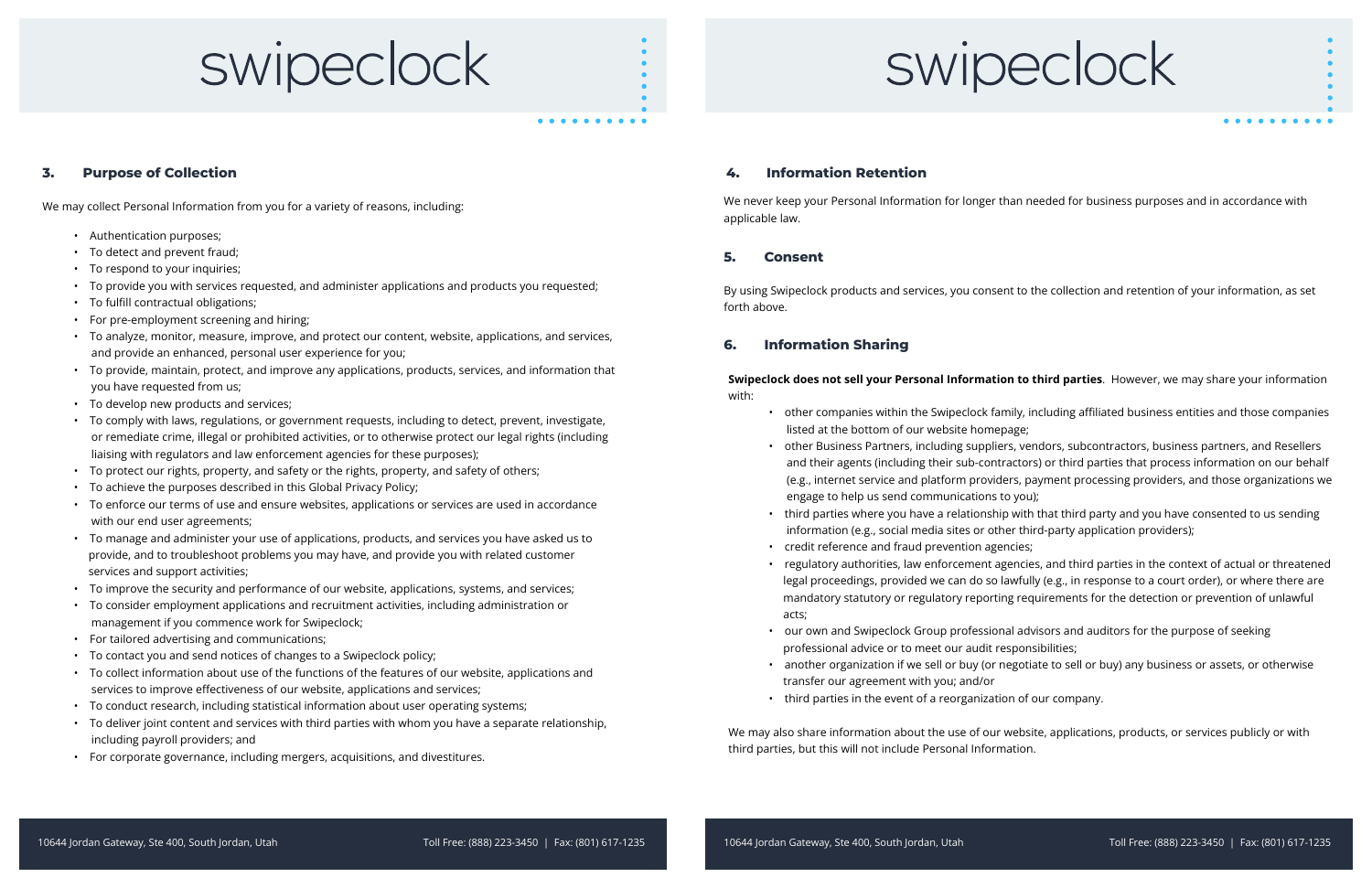## 3. Purpose of Collection

We may collect Personal Information from you for a variety of reasons, including:

- Authentication purposes;
- To detect and prevent fraud;
- To respond to your inquiries;
- To provide you with services requested, and administer applications and products you requested;
- To fulfill contractual obligations;
- For pre-employment screening and hiring;
- To analyze, monitor, measure, improve, and protect our content, website, applications, and services, and provide an enhanced, personal user experience for you;
- To provide, maintain, protect, and improve any applications, products, services, and information that you have requested from us;
- To develop new products and services;
- To comply with laws, regulations, or government requests, including to detect, prevent, investigate, or remediate crime, illegal or prohibited activities, or to otherwise protect our legal rights (including liaising with regulators and law enforcement agencies for these purposes);
- To protect our rights, property, and safety or the rights, property, and safety of others;
- To achieve the purposes described in this Global Privacy Policy;
- To enforce our terms of use and ensure websites, applications or services are used in accordance with our end user agreements;
- To manage and administer your use of applications, products, and services you have asked us to provide, and to troubleshoot problems you may have, and provide you with related customer services and support activities;
- To improve the security and performance of our website, applications, systems, and services;
- To consider employment applications and recruitment activities, including administration or management if you commence work for Swipeclock;
- For tailored advertising and communications;
- To contact you and send notices of changes to a Swipeclock policy;
- To collect information about use of the functions of the features of our website, applications and services to improve effectiveness of our website, applications and services;
- To conduct research, including statistical information about user operating systems;
- To deliver joint content and services with third parties with whom you have a separate relationship, including payroll providers; and
- For corporate governance, including mergers, acquisitions, and divestitures.

## 4. Information Retention

We never keep your Personal Information for longer than needed for business purposes and in accordance with applicable law.

## 5. Consent

By using Swipeclock products and services, you consent to the collection and retention of your information, as set forth above.

## 6. Information Sharing

**Swipeclock does not sell your Personal Information to third parties**. However, we may share your information with:

- other companies within the Swipeclock family, including affiliated business entities and those companies listed at the bottom of our website homepage;
- other Business Partners, including suppliers, vendors, subcontractors, business partners, and Resellers and their agents (including their sub-contractors) or third parties that process information on our behalf (e.g., internet service and platform providers, payment processing providers, and those organizations we engage to help us send communications to you);
- third parties where you have a relationship with that third party and you have consented to us sending information (e.g., social media sites or other third-party application providers);
- credit reference and fraud prevention agencies;
- regulatory authorities, law enforcement agencies, and third parties in the context of actual or threatened legal proceedings, provided we can do so lawfully (e.g., in response to a court order), or where there are mandatory statutory or regulatory reporting requirements for the detection or prevention of unlawful acts;
- our own and Swipeclock Group professional advisors and auditors for the purpose of seeking professional advice or to meet our audit responsibilities;
- another organization if we sell or buy (or negotiate to sell or buy) any business or assets, or otherwise transfer our agreement with you; and/or
- third parties in the event of a reorganization of our company.

We may also share information about the use of our website, applications, products, or services publicly or with third parties, but this will not include Personal Information.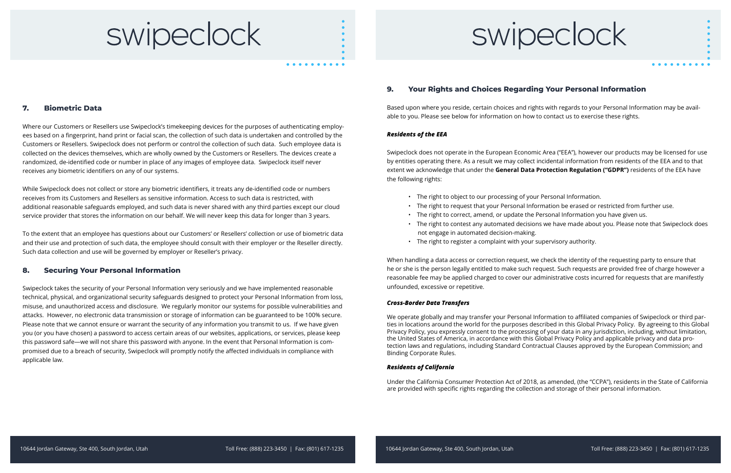## 7. Biometric Data

Where our Customers or Resellers use Swipeclock's timekeeping devices for the purposes of authenticating employees based on a fingerprint, hand print or facial scan, the collection of such data is undertaken and controlled by the Customers or Resellers. Swipeclock does not perform or control the collection of such data. Such employee data is collected on the devices themselves, which are wholly owned by the Customers or Resellers. The devices create a randomized, de-identified code or number in place of any images of employee data. Swipeclock itself never receives any biometric identifiers on any of our systems.

While Swipeclock does not collect or store any biometric identifiers, it treats any de-identified code or numbers receives from its Customers and Resellers as sensitive information. Access to such data is restricted, with additional reasonable safeguards employed, and such data is never shared with any third parties except our cloud service provider that stores the information on our behalf. We will never keep this data for longer than 3 years.

To the extent that an employee has questions about our Customers' or Resellers' collection or use of biometric data and their use and protection of such data, the employee should consult with their employer or the Reseller directly. Such data collection and use will be governed by employer or Reseller's privacy.

## 8. Securing Your Personal Information

Swipeclock takes the security of your Personal Information very seriously and we have implemented reasonable technical, physical, and organizational security safeguards designed to protect your Personal Information from loss, misuse, and unauthorized access and disclosure. We regularly monitor our systems for possible vulnerabilities and attacks. However, no electronic data transmission or storage of information can be guaranteed to be 100% secure. Please note that we cannot ensure or warrant the security of any information you transmit to us. If we have given you (or you have chosen) a password to access certain areas of our websites, applications, or services, please keep this password safe—we will not share this password with anyone. In the event that Personal Information is compromised due to a breach of security, Swipeclock will promptly notify the affected individuals in compliance with applicable law.

## 9. Your Rights and Choices Regarding Your Personal Information

Based upon where you reside, certain choices and rights with regards to your Personal Information may be available to you. Please see below for information on how to contact us to exercise these rights.

***Residents of the EEA***

Swipeclock does not operate in the European Economic Area ("EEA"), however our products may be licensed for use by entities operating there. As a result we may collect incidental information from residents of the EEA and to that extent we acknowledge that under the **General Data Protection Regulation ("GDPR")** residents of the EEA have the following rights:

- The right to object to our processing of your Personal Information.
- The right to request that your Personal Information be erased or restricted from further use.
- The right to correct, amend, or update the Personal Information you have given us.
- The right to contest any automated decisions we have made about you. Please note that Swipeclock does not engage in automated decision-making.
- The right to register a complaint with your supervisory authority.

When handling a data access or correction request, we check the identity of the requesting party to ensure that he or she is the person legally entitled to make such request. Such requests are provided free of charge however a reasonable fee may be applied charged to cover our administrative costs incurred for requests that are manifestly unfounded, excessive or repetitive.

***Cross-Border Data Transfers***

We operate globally and may transfer your Personal Information to affiliated companies of Swipeclock or third parties in locations around the world for the purposes described in this Global Privacy Policy. By agreeing to this Global Privacy Policy, you expressly consent to the processing of your data in any jurisdiction, including, without limitation, the United States of America, in accordance with this Global Privacy Policy and applicable privacy and data protection laws and regulations, including Standard Contractual Clauses approved by the European Commission; and Binding Corporate Rules.

***Residents of California***

Under the California Consumer Protection Act of 2018, as amended, (the "CCPA"), residents in the State of California are provided with specific rights regarding the collection and storage of their personal information.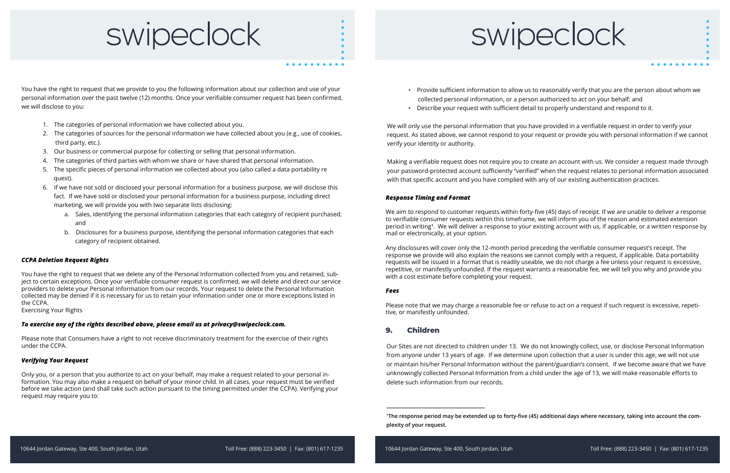You have the right to request that we provide to you the following information about our collection and use of your personal information over the past twelve (12) months. Once your verifiable consumer request has been confirmed, we will disclose to you:

1. The categories of personal information we have collected about you.
2. The categories of sources for the personal information we have collected about you (e.g., use of cookies, third party, etc.).
3. Our business or commercial purpose for collecting or selling that personal information.
4. The categories of third parties with whom we share or have shared that personal information.
5. The specific pieces of personal information we collected about you (also called a data portability re quest).
6. If we have not sold or disclosed your personal information for a business purpose, we will disclose this fact. If we have sold or disclosed your personal information for a business purpose, including direct marketing, we will provide you with two separate lists disclosing:
   a. Sales, identifying the personal information categories that each category of recipient purchased; and
   b. Disclosures for a business purpose, identifying the personal information categories that each category of recipient obtained.

***CCPA Deletion Request Rights***

You have the right to request that we delete any of the Personal Information collected from you and retained, subject to certain exceptions. Once your verifiable consumer request is confirmed, we will delete and direct our service providers to delete your Personal Information from our records. Your request to delete the Personal Information collected may be denied if it is necessary for us to retain your information under one or more exceptions listed in the CCPA.
Exercising Your Rights

***To exercise any of the rights described above, please email us at privacy@swipeclock.com.***

Please note that Consumers have a right to not receive discriminatory treatment for the exercise of their rights under the CCPA.

***Verifying Your Request***

Only you, or a person that you authorize to act on your behalf, may make a request related to your personal information. You may also make a request on behalf of your minor child. In all cases, your request must be verified before we take action (and shall take such action pursuant to the timing permitted under the CCPA). Verifying your request may require you to:

- Provide sufficient information to allow us to reasonably verify that you are the person about whom we collected personal information, or a person authorized to act on your behalf; and
- Describe your request with sufficient detail to properly understand and respond to it.

We will only use the personal information that you have provided in a verifiable request in order to verify your request. As stated above, we cannot respond to your request or provide you with personal information if we cannot verify your identity or authority.

Making a verifiable request does not require you to create an account with us. We consider a request made through your password-protected account sufficiently "verified" when the request relates to personal information associated with that specific account and you have complied with any of our existing authentication practices.

***Response Timing and Format***

We aim to respond to customer requests within forty-five (45) days of receipt. If we are unable to deliver a response to verifiable consumer requests within this timeframe, we will inform you of the reason and estimated extension period in writing[1]. We will deliver a response to your existing account with us, if applicable, or a written response by mail or electronically, at your option.

Any disclosures will cover only the 12-month period preceding the verifiable consumer request's receipt. The response we provide will also explain the reasons we cannot comply with a request, if applicable. Data portability requests will be issued in a format that is readily useable, we do not charge a fee unless your request is excessive, repetitive, or manifestly unfounded. If the request warrants a reasonable fee, we will tell you why and provide you with a cost estimate before completing your request.

***Fees***

Please note that we may charge a reasonable fee or refuse to act on a request if such request is excessive, repetitive, or manifestly unfounded.

## 9. Children

Our Sites are not directed to children under 13. We do not knowingly collect, use, or disclose Personal Information from anyone under 13 years of age. If we determine upon collection that a user is under this age, we will not use or maintain his/her Personal Information without the parent/guardian's consent. If we become aware that we have unknowingly collected Personal Information from a child under the age of 13, we will make reasonable efforts to delete such information from our records.

---

**[1]The response period may be extended up to forty-five (45) additional days where necessary, taking into account the complexity of your request.**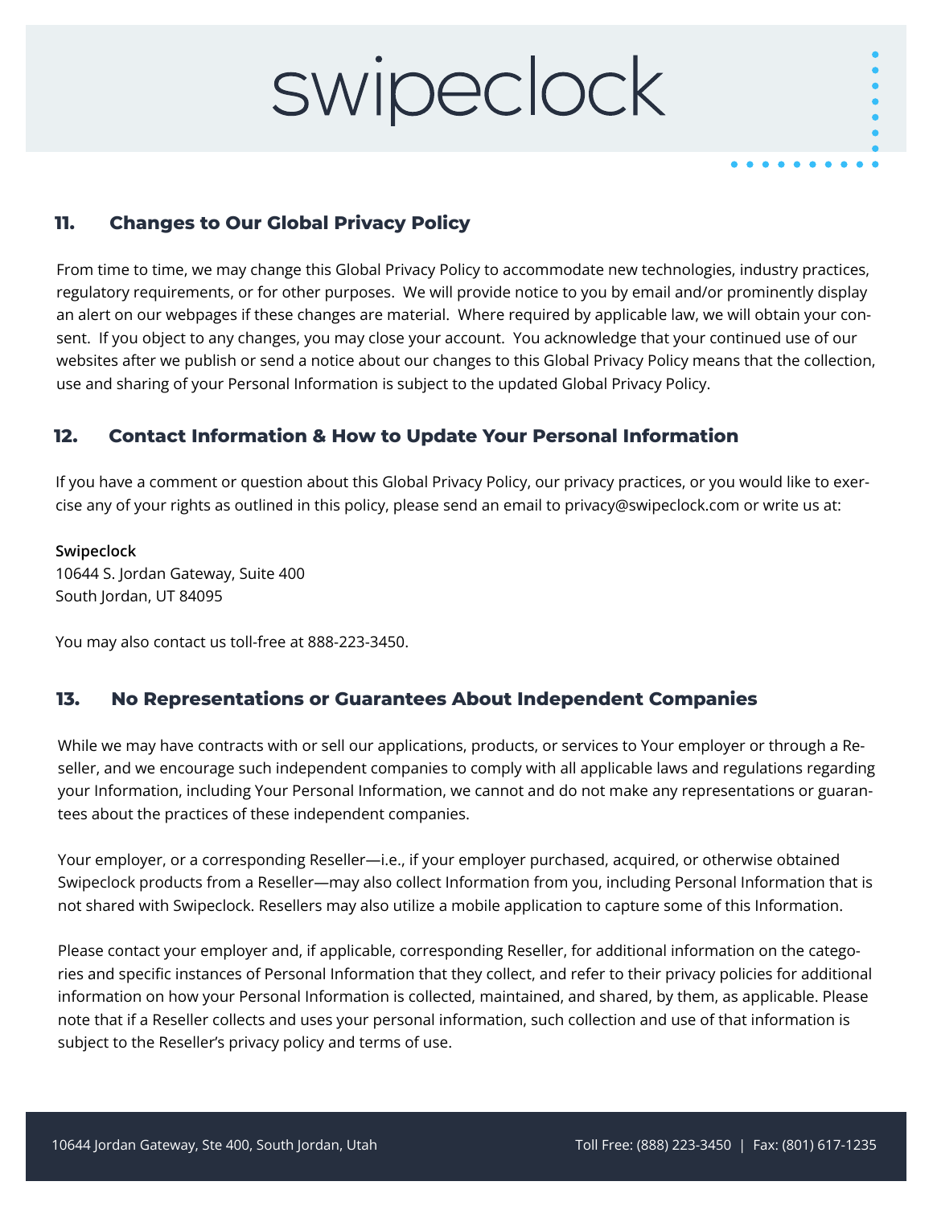## 11. Changes to Our Global Privacy Policy

From time to time, we may change this Global Privacy Policy to accommodate new technologies, industry practices, regulatory requirements, or for other purposes. We will provide notice to you by email and/or prominently display an alert on our webpages if these changes are material. Where required by applicable law, we will obtain your consent. If you object to any changes, you may close your account. You acknowledge that your continued use of our websites after we publish or send a notice about our changes to this Global Privacy Policy means that the collection, use and sharing of your Personal Information is subject to the updated Global Privacy Policy.

## 12. Contact Information & How to Update Your Personal Information

If you have a comment or question about this Global Privacy Policy, our privacy practices, or you would like to exercise any of your rights as outlined in this policy, please send an email to privacy@swipeclock.com or write us at:

**Swipeclock**
10644 S. Jordan Gateway, Suite 400
South Jordan, UT 84095

You may also contact us toll-free at 888-223-3450.

## 13. No Representations or Guarantees About Independent Companies

While we may have contracts with or sell our applications, products, or services to Your employer or through a Reseller, and we encourage such independent companies to comply with all applicable laws and regulations regarding your Information, including Your Personal Information, we cannot and do not make any representations or guarantees about the practices of these independent companies.

Your employer, or a corresponding Reseller—i.e., if your employer purchased, acquired, or otherwise obtained Swipeclock products from a Reseller—may also collect Information from you, including Personal Information that is not shared with Swipeclock. Resellers may also utilize a mobile application to capture some of this Information.

Please contact your employer and, if applicable, corresponding Reseller, for additional information on the categories and specific instances of Personal Information that they collect, and refer to their privacy policies for additional information on how your Personal Information is collected, maintained, and shared, by them, as applicable. Please note that if a Reseller collects and uses your personal information, such collection and use of that information is subject to the Reseller's privacy policy and terms of use.